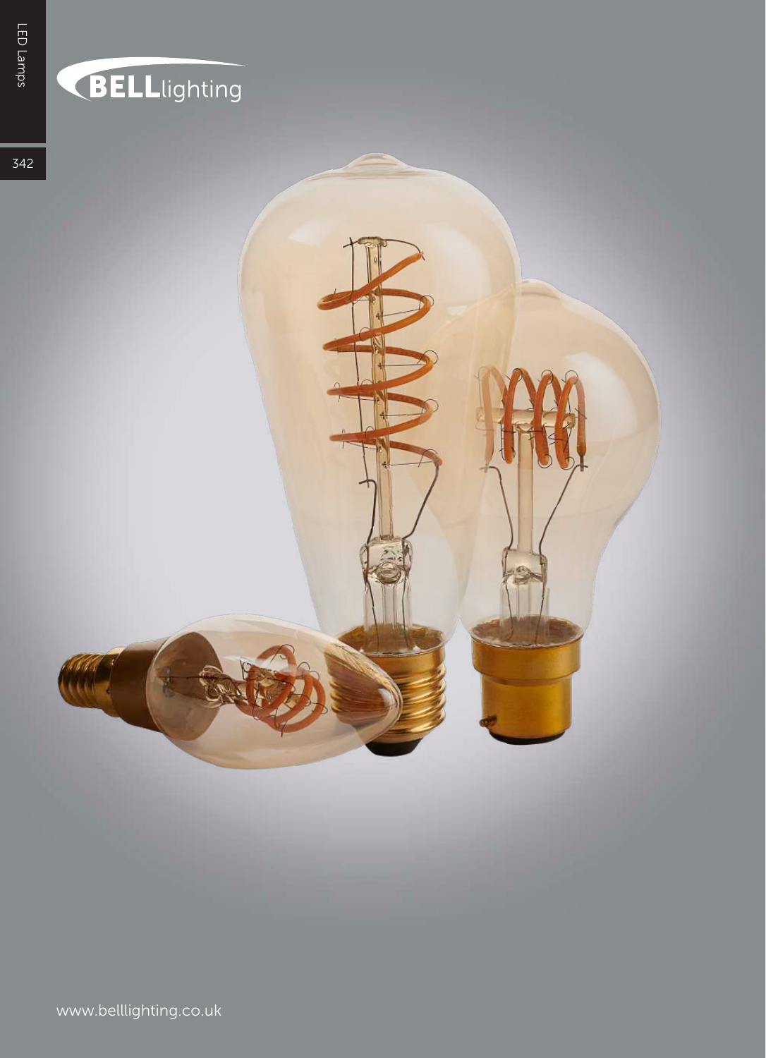BELLlighting

www.belllighting.co.uk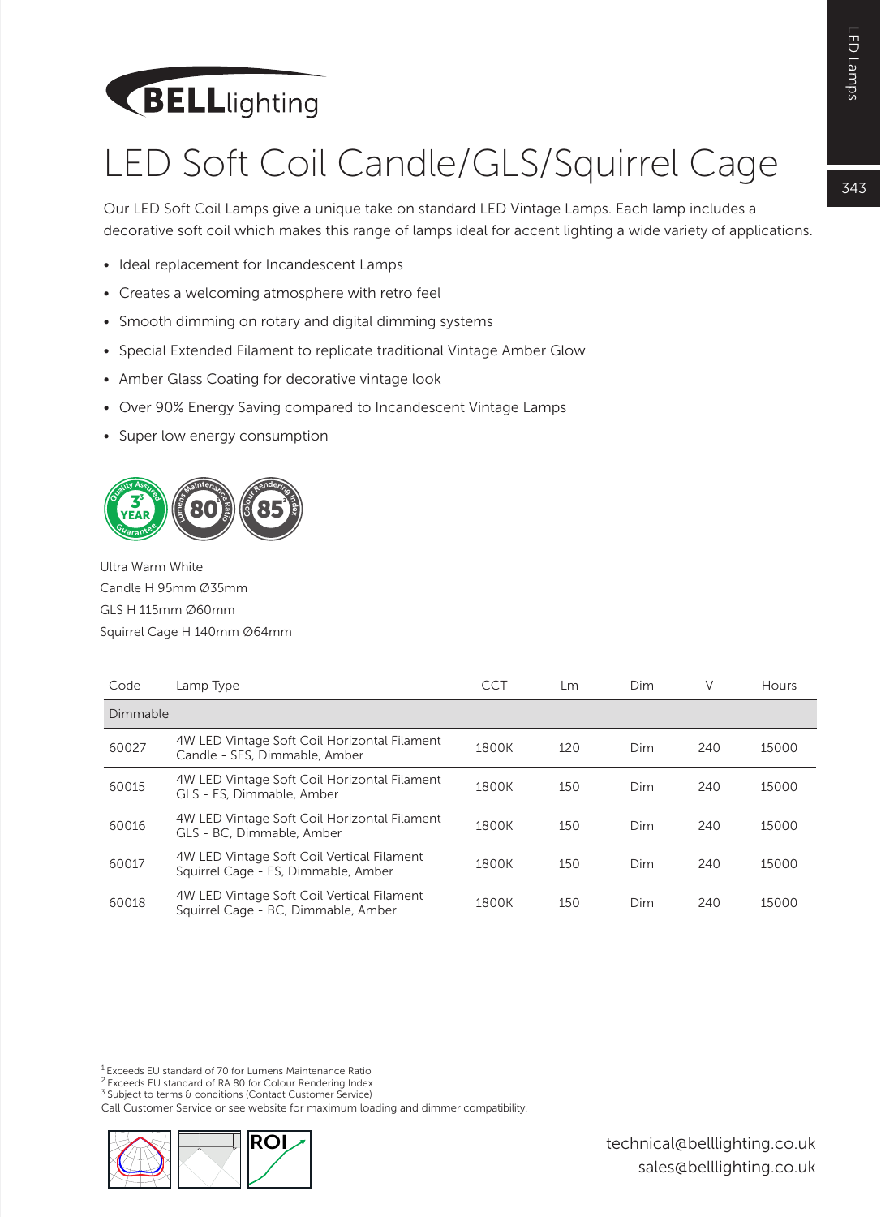# LED Soft Coil Candle/GLS/Squirrel Cage

Our LED Soft Coil Lamps give a unique take on standard LED Vintage Lamps. Each lamp includes a decorative soft coil which makes this range of lamps ideal for accent lighting a wide variety of applications.

- Ideal replacement for Incandescent Lamps
- Creates a welcoming atmosphere with retro feel
- Smooth dimming on rotary and digital dimming systems
- Special Extended Filament to replicate traditional Vintage Amber Glow
- Amber Glass Coating for decorative vintage look
- Over 90% Energy Saving compared to Incandescent Vintage Lamps
- Super low energy consumption

Ultra Warm White
Candle H 95mm Ø35mm
GLS H 115mm Ø60mm
Squirrel Cage H 140mm Ø64mm

| Code | Lamp Type | CCT | Lm | Dim | V | Hours |
|---|---|---|---|---|---|---|
| Dimmable | | | | | | |
| 60027 | 4W LED Vintage Soft Coil Horizontal Filament Candle - SES, Dimmable, Amber | 1800K | 120 | Dim | 240 | 15000 |
| 60015 | 4W LED Vintage Soft Coil Horizontal Filament GLS - ES, Dimmable, Amber | 1800K | 150 | Dim | 240 | 15000 |
| 60016 | 4W LED Vintage Soft Coil Horizontal Filament GLS - BC, Dimmable, Amber | 1800K | 150 | Dim | 240 | 15000 |
| 60017 | 4W LED Vintage Soft Coil Vertical Filament Squirrel Cage - ES, Dimmable, Amber | 1800K | 150 | Dim | 240 | 15000 |
| 60018 | 4W LED Vintage Soft Coil Vertical Filament Squirrel Cage - BC, Dimmable, Amber | 1800K | 150 | Dim | 240 | 15000 |

[1] Exceeds EU standard of 70 for Lumens Maintenance Ratio
[2] Exceeds EU standard of RA 80 for Colour Rendering Index
[3] Subject to terms & conditions (Contact Customer Service)
Call Customer Service or see website for maximum loading and dimmer compatibility.

technical@belllighting.co.uk
sales@belllighting.co.uk